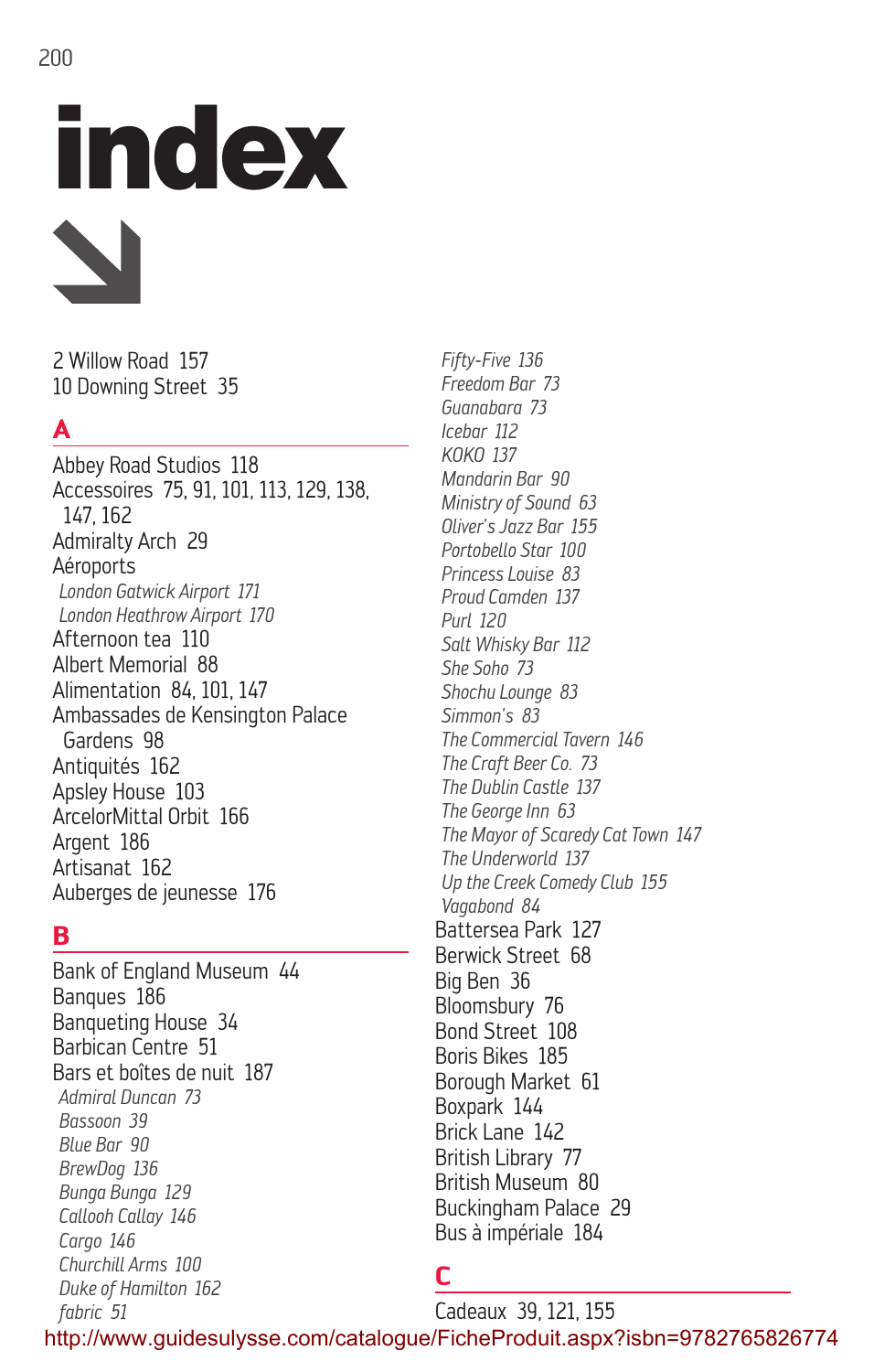# index

2 Willow Road 157
10 Downing Street 35

## A

Abbey Road Studios 118
Accessoires 75, 91, 101, 113, 129, 138, 147, 162
Admiralty Arch 29
Aéroports
- *London Gatwick Airport 171*
- *London Heathrow Airport 170*

Afternoon tea 110
Albert Memorial 88
Alimentation 84, 101, 147
Ambassades de Kensington Palace Gardens 98
Antiquités 162
Apsley House 103
ArcelorMittal Orbit 166
Argent 186
Artisanat 162
Auberges de jeunesse 176

## B

Bank of England Museum 44
Banques 186
Banqueting House 34
Barbican Centre 51
Bars et boîtes de nuit 187
- *Admiral Duncan 73*
- *Bassoon 39*
- *Blue Bar 90*
- *BrewDog 136*
- *Bunga Bunga 129*
- *Callooh Callay 146*
- *Cargo 146*
- *Churchill Arms 100*
- *Duke of Hamilton 162*
- *fabric 51*
- *Fifty-Five 136*
- *Freedom Bar 73*
- *Guanabara 73*
- *Icebar 112*
- *KOKO 137*
- *Mandarin Bar 90*
- *Ministry of Sound 63*
- *Oliver's Jazz Bar 155*
- *Portobello Star 100*
- *Princess Louise 83*
- *Proud Camden 137*
- *Purl 120*
- *Salt Whisky Bar 112*
- *She Soho 73*
- *Shochu Lounge 83*
- *Simmon's 83*
- *The Commercial Tavern 146*
- *The Craft Beer Co. 73*
- *The Dublin Castle 137*
- *The George Inn 63*
- *The Mayor of Scaredy Cat Town 147*
- *The Underworld 137*
- *Up the Creek Comedy Club 155*
- *Vagabond 84*

Battersea Park 127
Berwick Street 68
Big Ben 36
Bloomsbury 76
Bond Street 108
Boris Bikes 185
Borough Market 61
Boxpark 144
Brick Lane 142
British Library 77
British Museum 80
Buckingham Palace 29
Bus à impériale 184

## C

Cadeaux 39, 121, 155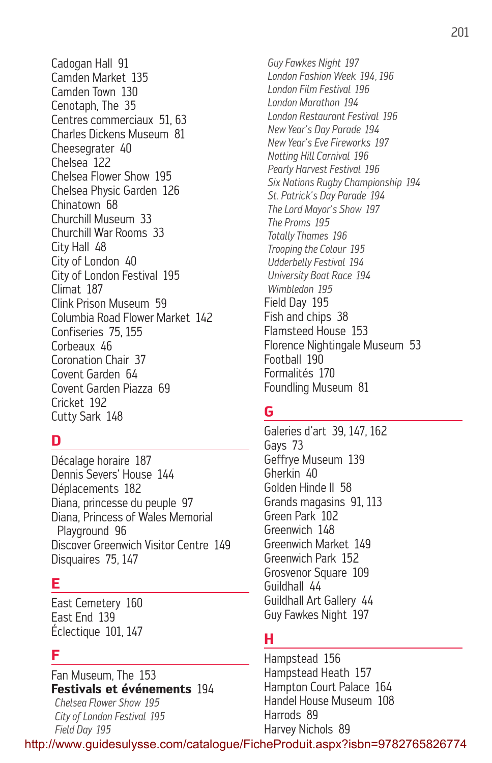Cadogan Hall 91
Camden Market 135
Camden Town 130
Cenotaph, The 35
Centres commerciaux 51, 63
Charles Dickens Museum 81
Cheesegrater 40
Chelsea 122
Chelsea Flower Show 195
Chelsea Physic Garden 126
Chinatown 68
Churchill Museum 33
Churchill War Rooms 33
City Hall 48
City of London 40
City of London Festival 195
Climat 187
Clink Prison Museum 59
Columbia Road Flower Market 142
Confiseries 75, 155
Corbeaux 46
Coronation Chair 37
Covent Garden 64
Covent Garden Piazza 69
Cricket 192
Cutty Sark 148

## D

Décalage horaire 187
Dennis Severs' House 144
Déplacements 182
Diana, princesse du peuple 97
Diana, Princess of Wales Memorial Playground 96
Discover Greenwich Visitor Centre 149
Disquaires 75, 147

## E

East Cemetery 160
East End 139
Éclectique 101, 147

## F

Fan Museum, The 153
**Festivals et événements** 194
*Chelsea Flower Show 195*
*City of London Festival 195*
*Field Day 195*
*Guy Fawkes Night 197*
*London Fashion Week 194, 196*
*London Film Festival 196*
*London Marathon 194*
*London Restaurant Festival 196*
*New Year's Day Parade 194*
*New Year's Eve Fireworks 197*
*Notting Hill Carnival 196*
*Pearly Harvest Festival 196*
*Six Nations Rugby Championship 194*
*St. Patrick's Day Parade 194*
*The Lord Mayor's Show 197*
*The Proms 195*
*Totally Thames 196*
*Trooping the Colour 195*
*Udderbelly Festival 194*
*University Boat Race 194*
*Wimbledon 195*
Field Day 195
Fish and chips 38
Flamsteed House 153
Florence Nightingale Museum 53
Football 190
Formalités 170
Foundling Museum 81

## G

Galeries d'art 39, 147, 162
Gays 73
Geffrye Museum 139
Gherkin 40
Golden Hinde II 58
Grands magasins 91, 113
Green Park 102
Greenwich 148
Greenwich Market 149
Greenwich Park 152
Grosvenor Square 109
Guildhall 44
Guildhall Art Gallery 44
Guy Fawkes Night 197

## H

Hampstead 156
Hampstead Heath 157
Hampton Court Palace 164
Handel House Museum 108
Harrods 89
Harvey Nichols 89

http://www.guidesulysse.com/catalogue/FicheProduit.aspx?isbn=9782765826774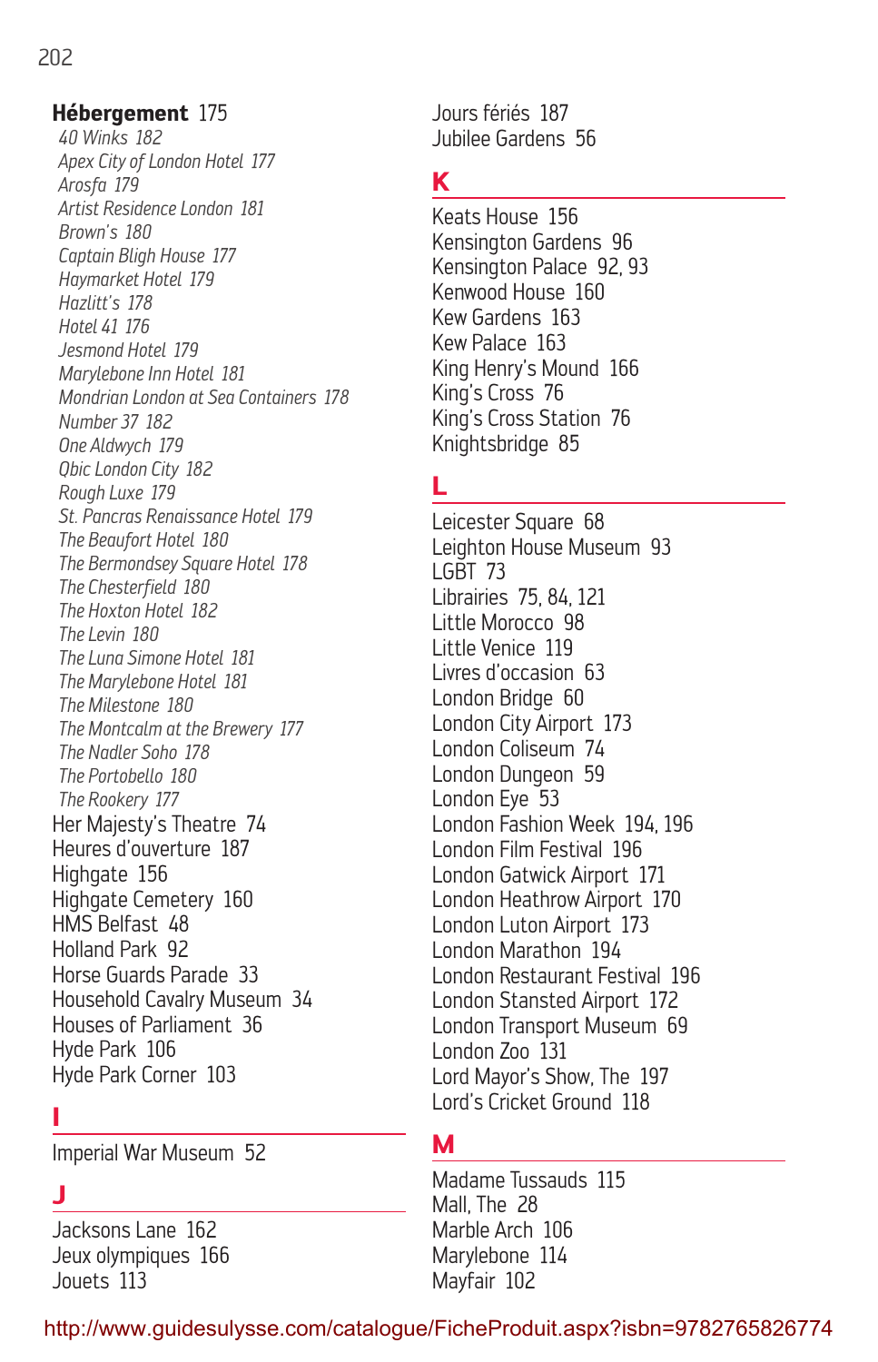**Hébergement** 175

*40 Winks 182*
*Apex City of London Hotel 177*
*Arosfa 179*
*Artist Residence London 181*
*Brown's 180*
*Captain Bligh House 177*
*Haymarket Hotel 179*
*Hazlitt's 178*
*Hotel 41 176*
*Jesmond Hotel 179*
*Marylebone Inn Hotel 181*
*Mondrian London at Sea Containers 178*
*Number 37 182*
*One Aldwych 179*
*Qbic London City 182*
*Rough Luxe 179*
*St. Pancras Renaissance Hotel 179*
*The Beaufort Hotel 180*
*The Bermondsey Square Hotel 178*
*The Chesterfield 180*
*The Hoxton Hotel 182*
*The Levin 180*
*The Luna Simone Hotel 181*
*The Marylebone Hotel 181*
*The Milestone 180*
*The Montcalm at the Brewery 177*
*The Nadler Soho 178*
*The Portobello 180*
*The Rookery 177*

Her Majesty's Theatre 74
Heures d'ouverture 187
Highgate 156
Highgate Cemetery 160
HMS Belfast 48
Holland Park 92
Horse Guards Parade 33
Household Cavalry Museum 34
Houses of Parliament 36
Hyde Park 106
Hyde Park Corner 103

## I

Imperial War Museum 52

## J

Jacksons Lane 162
Jeux olympiques 166
Jouets 113
Jours fériés 187
Jubilee Gardens 56

## K

Keats House 156
Kensington Gardens 96
Kensington Palace 92, 93
Kenwood House 160
Kew Gardens 163
Kew Palace 163
King Henry's Mound 166
King's Cross 76
King's Cross Station 76
Knightsbridge 85

## L

Leicester Square 68
Leighton House Museum 93
LGBT 73
Librairies 75, 84, 121
Little Morocco 98
Little Venice 119
Livres d'occasion 63
London Bridge 60
London City Airport 173
London Coliseum 74
London Dungeon 59
London Eye 53
London Fashion Week 194, 196
London Film Festival 196
London Gatwick Airport 171
London Heathrow Airport 170
London Luton Airport 173
London Marathon 194
London Restaurant Festival 196
London Stansted Airport 172
London Transport Museum 69
London Zoo 131
Lord Mayor's Show, The 197
Lord's Cricket Ground 118

## M

Madame Tussauds 115
Mall, The 28
Marble Arch 106
Marylebone 114
Mayfair 102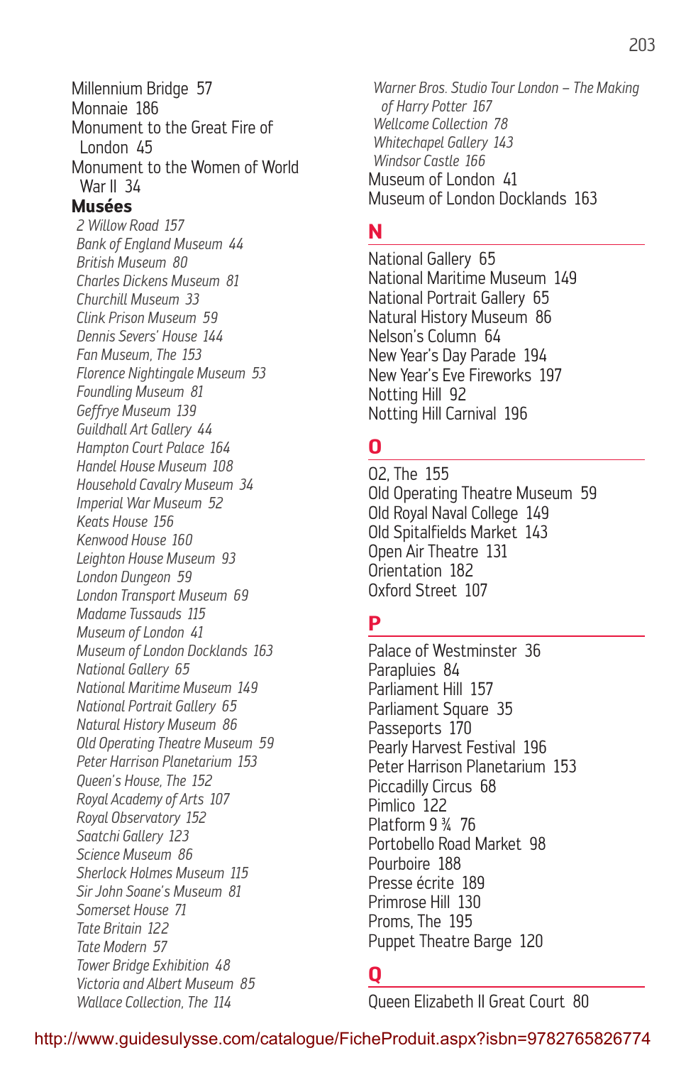Millennium Bridge 57
Monnaie 186
Monument to the Great Fire of London 45
Monument to the Women of World War II 34

**Musées**

*2 Willow Road 157*
*Bank of England Museum 44*
*British Museum 80*
*Charles Dickens Museum 81*
*Churchill Museum 33*
*Clink Prison Museum 59*
*Dennis Severs' House 144*
*Fan Museum, The 153*
*Florence Nightingale Museum 53*
*Foundling Museum 81*
*Geffrye Museum 139*
*Guildhall Art Gallery 44*
*Hampton Court Palace 164*
*Handel House Museum 108*
*Household Cavalry Museum 34*
*Imperial War Museum 52*
*Keats House 156*
*Kenwood House 160*
*Leighton House Museum 93*
*London Dungeon 59*
*London Transport Museum 69*
*Madame Tussauds 115*
*Museum of London 41*
*Museum of London Docklands 163*
*National Gallery 65*
*National Maritime Museum 149*
*National Portrait Gallery 65*
*Natural History Museum 86*
*Old Operating Theatre Museum 59*
*Peter Harrison Planetarium 153*
*Queen's House, The 152*
*Royal Academy of Arts 107*
*Royal Observatory 152*
*Saatchi Gallery 123*
*Science Museum 86*
*Sherlock Holmes Museum 115*
*Sir John Soane's Museum 81*
*Somerset House 71*
*Tate Britain 122*
*Tate Modern 57*
*Tower Bridge Exhibition 48*
*Victoria and Albert Museum 85*
*Wallace Collection, The 114*
*Warner Bros. Studio Tour London – The Making of Harry Potter 167*
*Wellcome Collection 78*
*Whitechapel Gallery 143*
*Windsor Castle 166*

Museum of London 41
Museum of London Docklands 163

## N

National Gallery 65
National Maritime Museum 149
National Portrait Gallery 65
Natural History Museum 86
Nelson's Column 64
New Year's Day Parade 194
New Year's Eve Fireworks 197
Notting Hill 92
Notting Hill Carnival 196

## O

O2, The 155
Old Operating Theatre Museum 59
Old Royal Naval College 149
Old Spitalfields Market 143
Open Air Theatre 131
Orientation 182
Oxford Street 107

## P

Palace of Westminster 36
Parapluies 84
Parliament Hill 157
Parliament Square 35
Passeports 170
Pearly Harvest Festival 196
Peter Harrison Planetarium 153
Piccadilly Circus 68
Pimlico 122
Platform 9 ¾ 76
Portobello Road Market 98
Pourboire 188
Presse écrite 189
Primrose Hill 130
Proms, The 195
Puppet Theatre Barge 120

## Q

Queen Elizabeth II Great Court 80

http://www.guidesulysse.com/catalogue/FicheProduit.aspx?isbn=9782765826774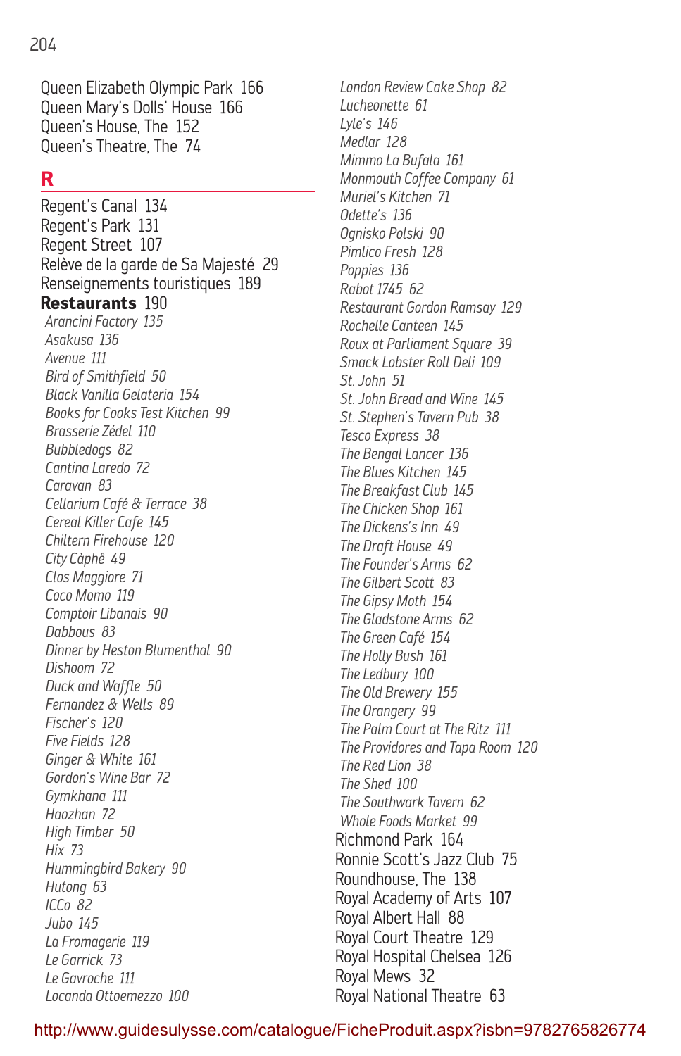Queen Elizabeth Olympic Park 166
Queen Mary's Dolls' House 166
Queen's House, The 152
Queen's Theatre, The 74

## R

Regent's Canal 134
Regent's Park 131
Regent Street 107
Relève de la garde de Sa Majesté 29
Renseignements touristiques 189
**Restaurants** 190
*Arancini Factory 135*
*Asakusa 136*
*Avenue 111*
*Bird of Smithfield 50*
*Black Vanilla Gelateria 154*
*Books for Cooks Test Kitchen 99*
*Brasserie Zédel 110*
*Bubbledogs 82*
*Cantina Laredo 72*
*Caravan 83*
*Cellarium Café & Terrace 38*
*Cereal Killer Cafe 145*
*Chiltern Firehouse 120*
*City Càphê 49*
*Clos Maggiore 71*
*Coco Momo 119*
*Comptoir Libanais 90*
*Dabbous 83*
*Dinner by Heston Blumenthal 90*
*Dishoom 72*
*Duck and Waffle 50*
*Fernandez & Wells 89*
*Fischer's 120*
*Five Fields 128*
*Ginger & White 161*
*Gordon's Wine Bar 72*
*Gymkhana 111*
*Haozhan 72*
*High Timber 50*
*Hix 73*
*Hummingbird Bakery 90*
*Hutong 63*
*ICCo 82*
*Jubo 145*
*La Fromagerie 119*
*Le Garrick 73*
*Le Gavroche 111*
*Locanda Ottoemezzo 100*
*London Review Cake Shop 82*
*Lucheonette 61*
*Lyle's 146*
*Medlar 128*
*Mimmo La Bufala 161*
*Monmouth Coffee Company 61*
*Muriel's Kitchen 71*
*Odette's 136*
*Ognisko Polski 90*
*Pimlico Fresh 128*
*Poppies 136*
*Rabot 1745 62*
*Restaurant Gordon Ramsay 129*
*Rochelle Canteen 145*
*Roux at Parliament Square 39*
*Smack Lobster Roll Deli 109*
*St. John 51*
*St. John Bread and Wine 145*
*St. Stephen's Tavern Pub 38*
*Tesco Express 38*
*The Bengal Lancer 136*
*The Blues Kitchen 145*
*The Breakfast Club 145*
*The Chicken Shop 161*
*The Dickens's Inn 49*
*The Draft House 49*
*The Founder's Arms 62*
*The Gilbert Scott 83*
*The Gipsy Moth 154*
*The Gladstone Arms 62*
*The Green Café 154*
*The Holly Bush 161*
*The Ledbury 100*
*The Old Brewery 155*
*The Orangery 99*
*The Palm Court at The Ritz 111*
*The Providores and Tapa Room 120*
*The Red Lion 38*
*The Shed 100*
*The Southwark Tavern 62*
*Whole Foods Market 99*
Richmond Park 164
Ronnie Scott's Jazz Club 75
Roundhouse, The 138
Royal Academy of Arts 107
Royal Albert Hall 88
Royal Court Theatre 129
Royal Hospital Chelsea 126
Royal Mews 32
Royal National Theatre 63

http://www.guidesulysse.com/catalogue/FicheProduit.aspx?isbn=9782765826774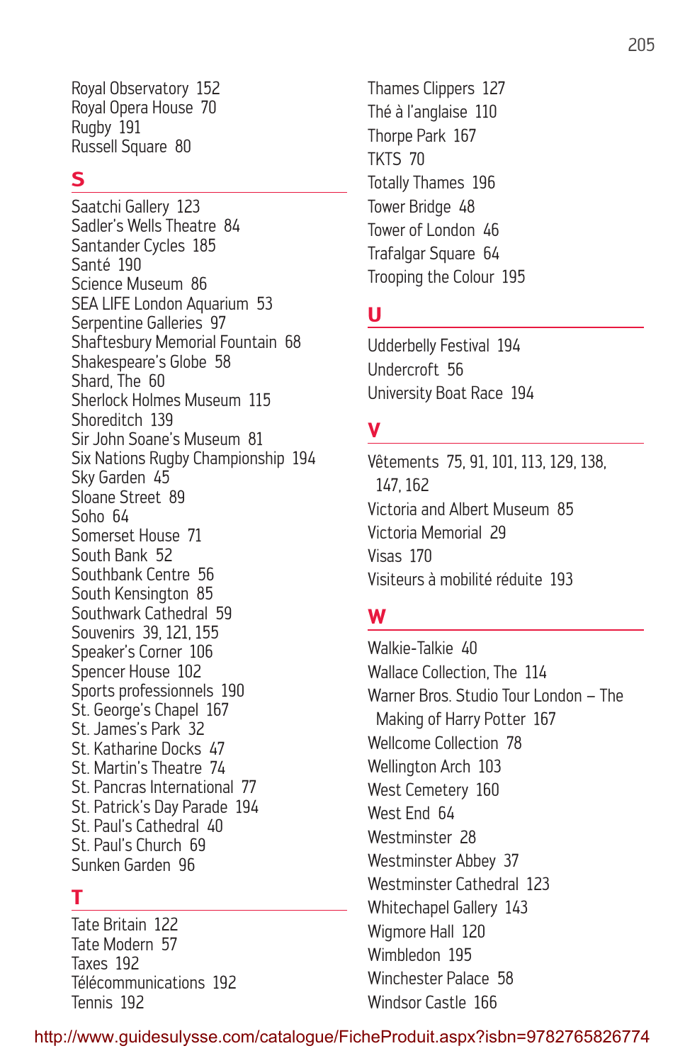Royal Observatory 152
Royal Opera House 70
Rugby 191
Russell Square 80

## S

Saatchi Gallery 123
Sadler's Wells Theatre 84
Santander Cycles 185
Santé 190
Science Museum 86
SEA LIFE London Aquarium 53
Serpentine Galleries 97
Shaftesbury Memorial Fountain 68
Shakespeare's Globe 58
Shard, The 60
Sherlock Holmes Museum 115
Shoreditch 139
Sir John Soane's Museum 81
Six Nations Rugby Championship 194
Sky Garden 45
Sloane Street 89
Soho 64
Somerset House 71
South Bank 52
Southbank Centre 56
South Kensington 85
Southwark Cathedral 59
Souvenirs 39, 121, 155
Speaker's Corner 106
Spencer House 102
Sports professionnels 190
St. George's Chapel 167
St. James's Park 32
St. Katharine Docks 47
St. Martin's Theatre 74
St. Pancras International 77
St. Patrick's Day Parade 194
St. Paul's Cathedral 40
St. Paul's Church 69
Sunken Garden 96

## T

Tate Britain 122
Tate Modern 57
Taxes 192
Télécommunications 192
Tennis 192
Thames Clippers 127
Thé à l'anglaise 110
Thorpe Park 167
TKTS 70
Totally Thames 196
Tower Bridge 48
Tower of London 46
Trafalgar Square 64
Trooping the Colour 195

## U

Udderbelly Festival 194
Undercroft 56
University Boat Race 194

## V

Vêtements 75, 91, 101, 113, 129, 138, 147, 162
Victoria and Albert Museum 85
Victoria Memorial 29
Visas 170
Visiteurs à mobilité réduite 193

## W

Walkie-Talkie 40
Wallace Collection, The 114
Warner Bros. Studio Tour London – The Making of Harry Potter 167
Wellcome Collection 78
Wellington Arch 103
West Cemetery 160
West End 64
Westminster 28
Westminster Abbey 37
Westminster Cathedral 123
Whitechapel Gallery 143
Wigmore Hall 120
Wimbledon 195
Winchester Palace 58
Windsor Castle 166

http://www.guidesulysse.com/catalogue/FicheProduit.aspx?isbn=9782765826774